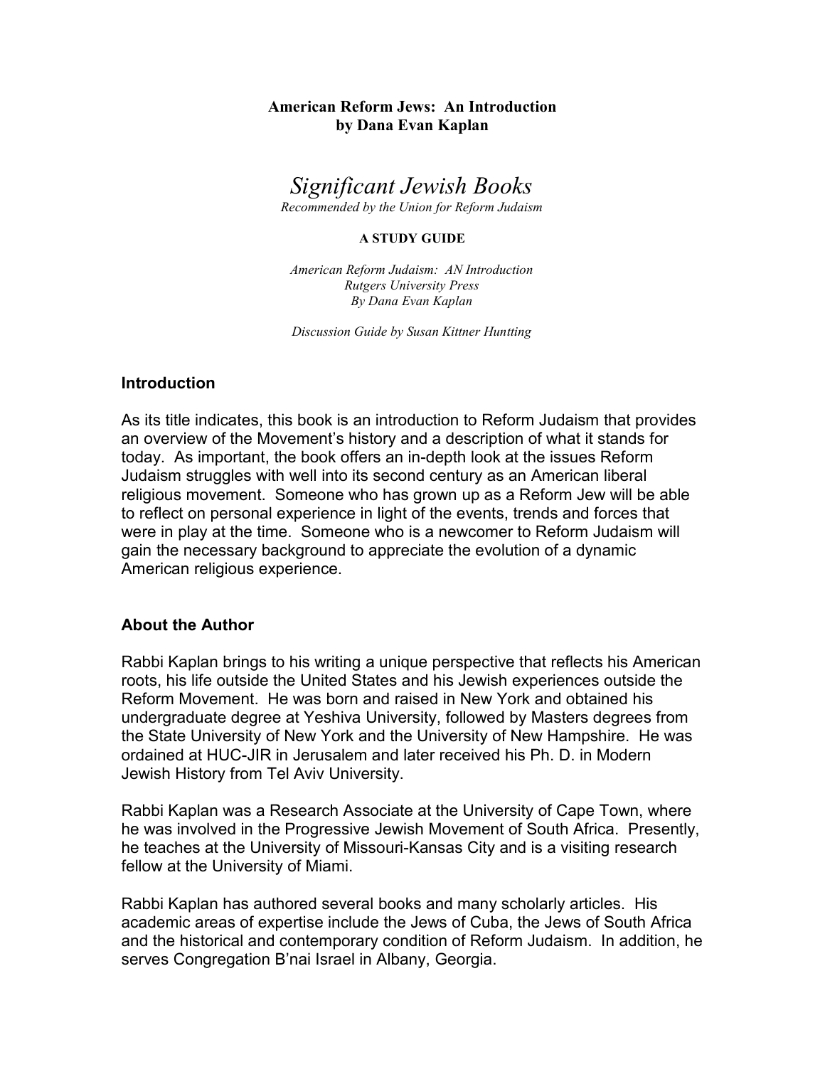**American Reform Jews: An Introduction**
**by Dana Evan Kaplan**

# *Significant Jewish Books*

*Recommended by the Union for Reform Judaism*

**A STUDY GUIDE**

*American Reform Judaism: AN Introduction*
*Rutgers University Press*
*By Dana Evan Kaplan*

*Discussion Guide by Susan Kittner Huntting*

## Introduction

As its title indicates, this book is an introduction to Reform Judaism that provides an overview of the Movement's history and a description of what it stands for today. As important, the book offers an in-depth look at the issues Reform Judaism struggles with well into its second century as an American liberal religious movement. Someone who has grown up as a Reform Jew will be able to reflect on personal experience in light of the events, trends and forces that were in play at the time. Someone who is a newcomer to Reform Judaism will gain the necessary background to appreciate the evolution of a dynamic American religious experience.

## About the Author

Rabbi Kaplan brings to his writing a unique perspective that reflects his American roots, his life outside the United States and his Jewish experiences outside the Reform Movement. He was born and raised in New York and obtained his undergraduate degree at Yeshiva University, followed by Masters degrees from the State University of New York and the University of New Hampshire. He was ordained at HUC-JIR in Jerusalem and later received his Ph. D. in Modern Jewish History from Tel Aviv University.

Rabbi Kaplan was a Research Associate at the University of Cape Town, where he was involved in the Progressive Jewish Movement of South Africa. Presently, he teaches at the University of Missouri-Kansas City and is a visiting research fellow at the University of Miami.

Rabbi Kaplan has authored several books and many scholarly articles. His academic areas of expertise include the Jews of Cuba, the Jews of South Africa and the historical and contemporary condition of Reform Judaism. In addition, he serves Congregation B'nai Israel in Albany, Georgia.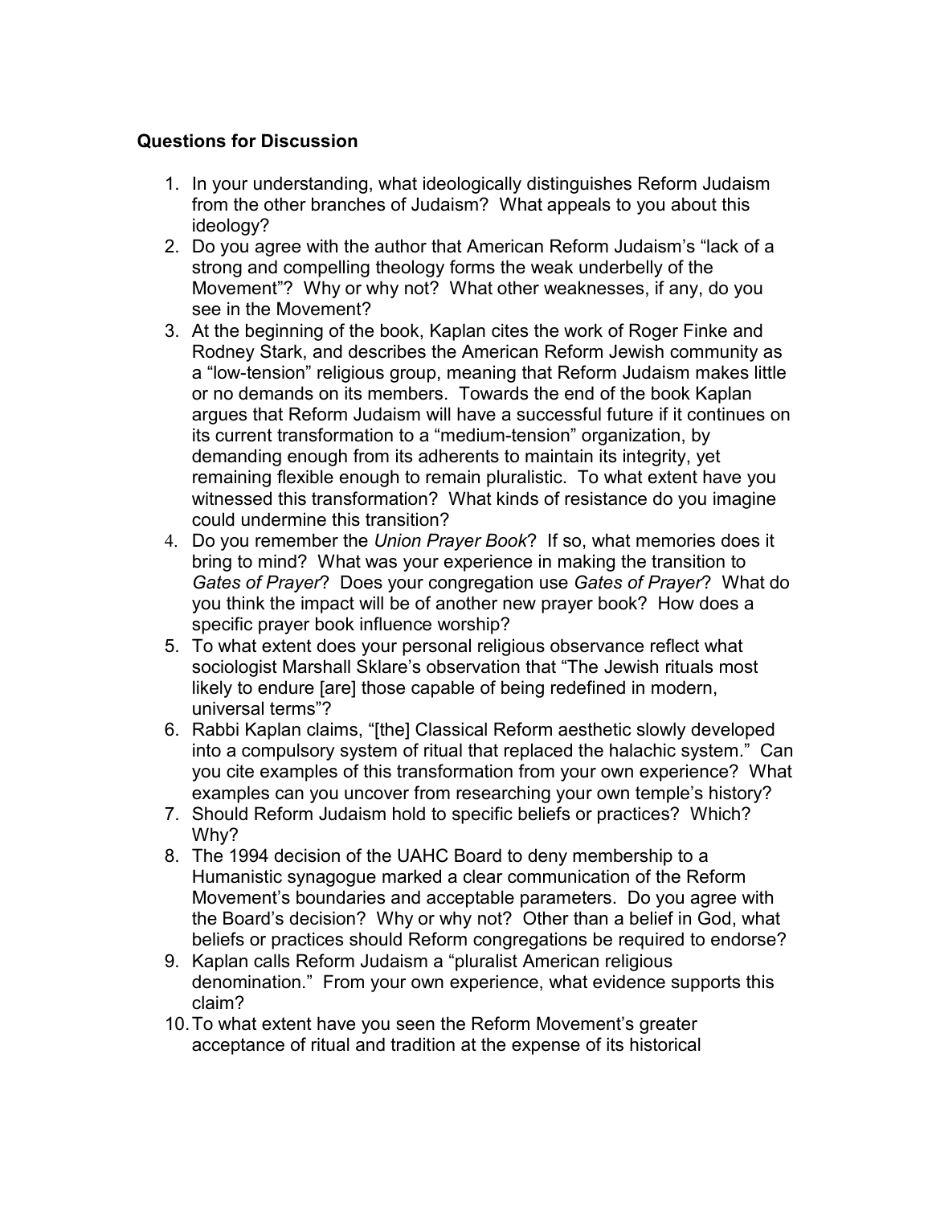**Questions for Discussion**

1. In your understanding, what ideologically distinguishes Reform Judaism from the other branches of Judaism? What appeals to you about this ideology?
2. Do you agree with the author that American Reform Judaism's "lack of a strong and compelling theology forms the weak underbelly of the Movement"? Why or why not? What other weaknesses, if any, do you see in the Movement?
3. At the beginning of the book, Kaplan cites the work of Roger Finke and Rodney Stark, and describes the American Reform Jewish community as a "low-tension" religious group, meaning that Reform Judaism makes little or no demands on its members. Towards the end of the book Kaplan argues that Reform Judaism will have a successful future if it continues on its current transformation to a "medium-tension" organization, by demanding enough from its adherents to maintain its integrity, yet remaining flexible enough to remain pluralistic. To what extent have you witnessed this transformation? What kinds of resistance do you imagine could undermine this transition?
4. Do you remember the *Union Prayer Book*? If so, what memories does it bring to mind? What was your experience in making the transition to *Gates of Prayer*? Does your congregation use *Gates of Prayer*? What do you think the impact will be of another new prayer book? How does a specific prayer book influence worship?
5. To what extent does your personal religious observance reflect what sociologist Marshall Sklare's observation that "The Jewish rituals most likely to endure [are] those capable of being redefined in modern, universal terms"?
6. Rabbi Kaplan claims, "[the] Classical Reform aesthetic slowly developed into a compulsory system of ritual that replaced the halachic system." Can you cite examples of this transformation from your own experience? What examples can you uncover from researching your own temple's history?
7. Should Reform Judaism hold to specific beliefs or practices? Which? Why?
8. The 1994 decision of the UAHC Board to deny membership to a Humanistic synagogue marked a clear communication of the Reform Movement's boundaries and acceptable parameters. Do you agree with the Board's decision? Why or why not? Other than a belief in God, what beliefs or practices should Reform congregations be required to endorse?
9. Kaplan calls Reform Judaism a "pluralist American religious denomination." From your own experience, what evidence supports this claim?
10. To what extent have you seen the Reform Movement's greater acceptance of ritual and tradition at the expense of its historical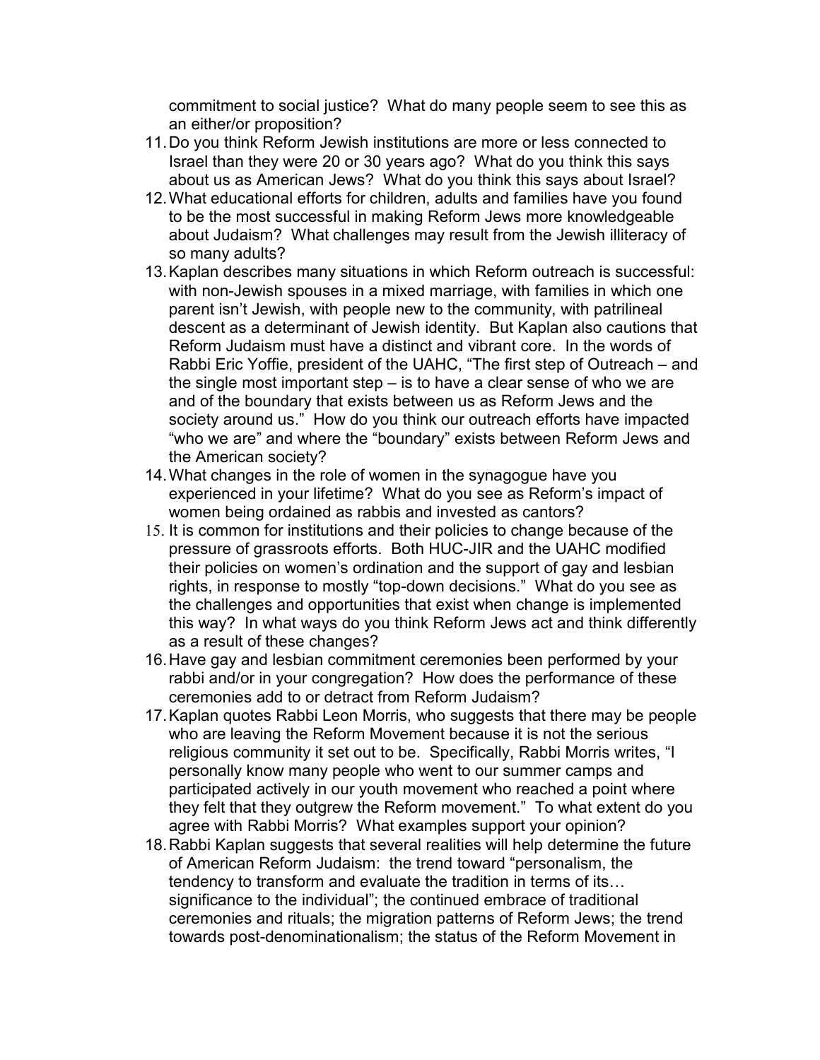commitment to social justice? What do many people seem to see this as an either/or proposition?

11. Do you think Reform Jewish institutions are more or less connected to Israel than they were 20 or 30 years ago? What do you think this says about us as American Jews? What do you think this says about Israel?
12. What educational efforts for children, adults and families have you found to be the most successful in making Reform Jews more knowledgeable about Judaism? What challenges may result from the Jewish illiteracy of so many adults?
13. Kaplan describes many situations in which Reform outreach is successful: with non-Jewish spouses in a mixed marriage, with families in which one parent isn't Jewish, with people new to the community, with patrilineal descent as a determinant of Jewish identity. But Kaplan also cautions that Reform Judaism must have a distinct and vibrant core. In the words of Rabbi Eric Yoffie, president of the UAHC, "The first step of Outreach – and the single most important step – is to have a clear sense of who we are and of the boundary that exists between us as Reform Jews and the society around us." How do you think our outreach efforts have impacted "who we are" and where the "boundary" exists between Reform Jews and the American society?
14. What changes in the role of women in the synagogue have you experienced in your lifetime? What do you see as Reform's impact of women being ordained as rabbis and invested as cantors?
15. It is common for institutions and their policies to change because of the pressure of grassroots efforts. Both HUC-JIR and the UAHC modified their policies on women's ordination and the support of gay and lesbian rights, in response to mostly "top-down decisions." What do you see as the challenges and opportunities that exist when change is implemented this way? In what ways do you think Reform Jews act and think differently as a result of these changes?
16. Have gay and lesbian commitment ceremonies been performed by your rabbi and/or in your congregation? How does the performance of these ceremonies add to or detract from Reform Judaism?
17. Kaplan quotes Rabbi Leon Morris, who suggests that there may be people who are leaving the Reform Movement because it is not the serious religious community it set out to be. Specifically, Rabbi Morris writes, "I personally know many people who went to our summer camps and participated actively in our youth movement who reached a point where they felt that they outgrew the Reform movement." To what extent do you agree with Rabbi Morris? What examples support your opinion?
18. Rabbi Kaplan suggests that several realities will help determine the future of American Reform Judaism: the trend toward "personalism, the tendency to transform and evaluate the tradition in terms of its… significance to the individual"; the continued embrace of traditional ceremonies and rituals; the migration patterns of Reform Jews; the trend towards post-denominationalism; the status of the Reform Movement in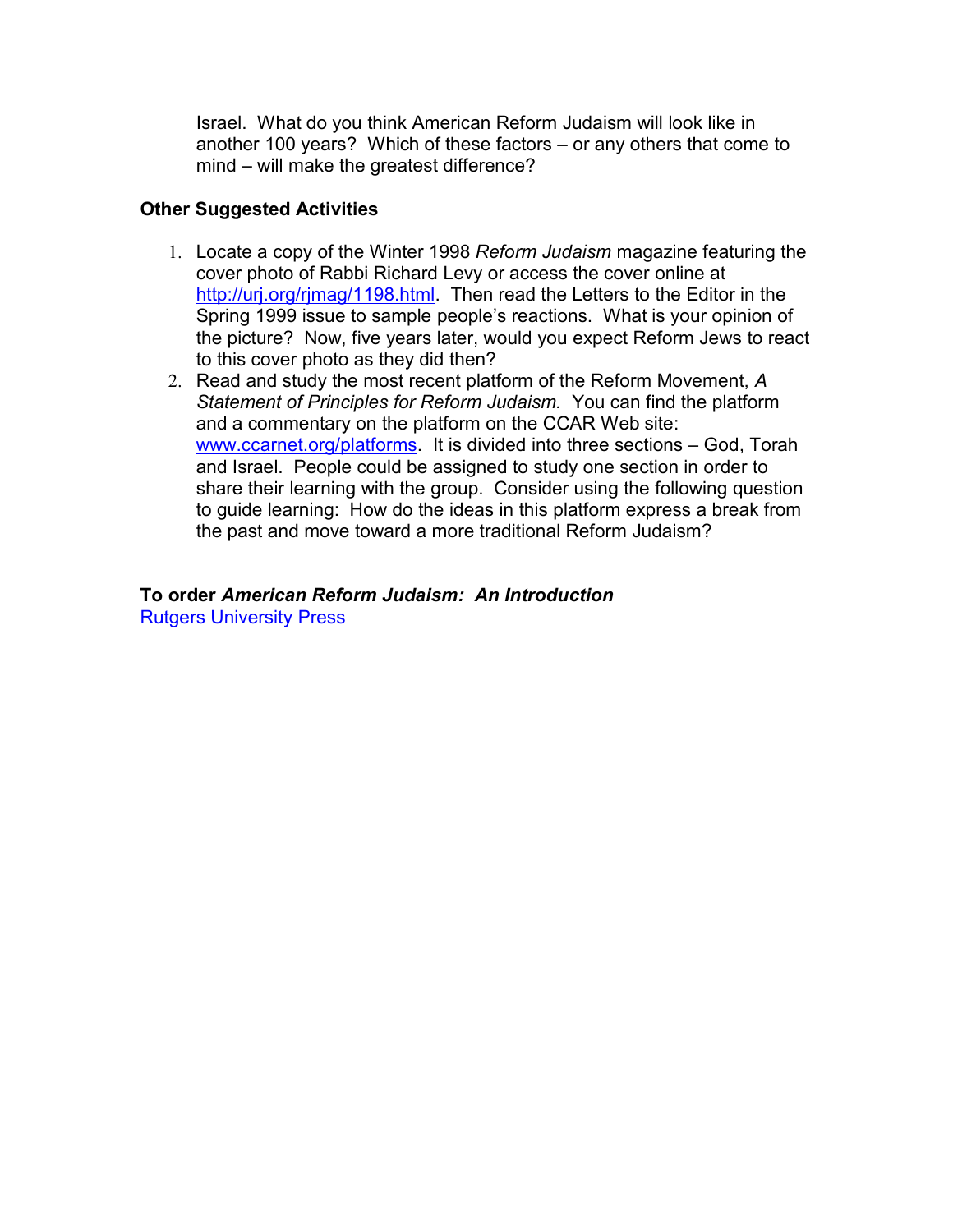Israel. What do you think American Reform Judaism will look like in another 100 years? Which of these factors – or any others that come to mind – will make the greatest difference?

**Other Suggested Activities**

1. Locate a copy of the Winter 1998 *Reform Judaism* magazine featuring the cover photo of Rabbi Richard Levy or access the cover online at http://urj.org/rjmag/1198.html. Then read the Letters to the Editor in the Spring 1999 issue to sample people's reactions. What is your opinion of the picture? Now, five years later, would you expect Reform Jews to react to this cover photo as they did then?
2. Read and study the most recent platform of the Reform Movement, *A Statement of Principles for Reform Judaism.* You can find the platform and a commentary on the platform on the CCAR Web site: www.ccarnet.org/platforms. It is divided into three sections – God, Torah and Israel. People could be assigned to study one section in order to share their learning with the group. Consider using the following question to guide learning: How do the ideas in this platform express a break from the past and move toward a more traditional Reform Judaism?

**To order *American Reform Judaism: An Introduction***
Rutgers University Press